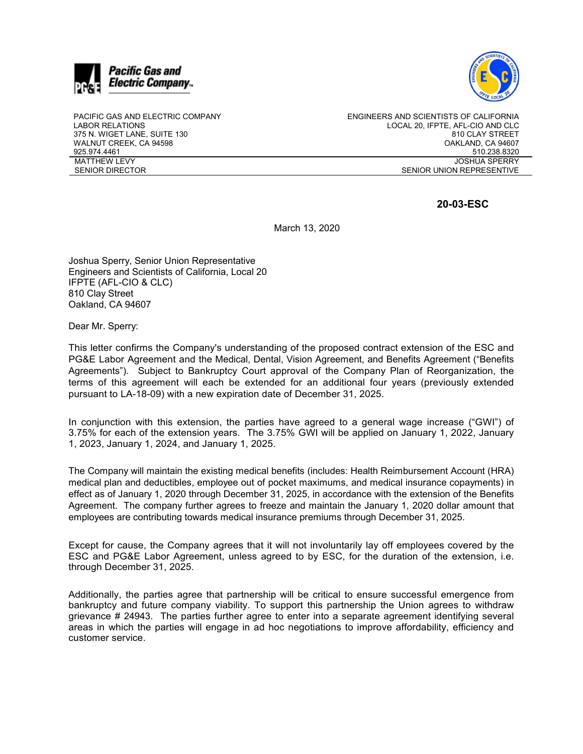**Pacific Gas and Electric Company**

PACIFIC GAS AND ELECTRIC COMPANY
LABOR RELATIONS
375 N. WIGET LANE, SUITE 130
WALNUT CREEK, CA 94598
925.974.4461
MATTHEW LEVY
SENIOR DIRECTOR

ENGINEERS AND SCIENTISTS OF CALIFORNIA
LOCAL 20, IFPTE, AFL-CIO AND CLC
810 CLAY STREET
OAKLAND, CA 94607
510.238.8320
JOSHUA SPERRY
SENIOR UNION REPRESENTIVE

**20-03-ESC**

March 13, 2020

Joshua Sperry, Senior Union Representative
Engineers and Scientists of California, Local 20
IFPTE (AFL-CIO & CLC)
810 Clay Street
Oakland, CA 94607

Dear Mr. Sperry:

This letter confirms the Company's understanding of the proposed contract extension of the ESC and PG&E Labor Agreement and the Medical, Dental, Vision Agreement, and Benefits Agreement ("Benefits Agreements"). Subject to Bankruptcy Court approval of the Company Plan of Reorganization, the terms of this agreement will each be extended for an additional four years (previously extended pursuant to LA-18-09) with a new expiration date of December 31, 2025.

In conjunction with this extension, the parties have agreed to a general wage increase ("GWI") of 3.75% for each of the extension years. The 3.75% GWI will be applied on January 1, 2022, January 1, 2023, January 1, 2024, and January 1, 2025.

The Company will maintain the existing medical benefits (includes: Health Reimbursement Account (HRA) medical plan and deductibles, employee out of pocket maximums, and medical insurance copayments) in effect as of January 1, 2020 through December 31, 2025, in accordance with the extension of the Benefits Agreement. The company further agrees to freeze and maintain the January 1, 2020 dollar amount that employees are contributing towards medical insurance premiums through December 31, 2025.

Except for cause, the Company agrees that it will not involuntarily lay off employees covered by the ESC and PG&E Labor Agreement, unless agreed to by ESC, for the duration of the extension, i.e. through December 31, 2025.

Additionally, the parties agree that partnership will be critical to ensure successful emergence from bankruptcy and future company viability. To support this partnership the Union agrees to withdraw grievance # 24943. The parties further agree to enter into a separate agreement identifying several areas in which the parties will engage in ad hoc negotiations to improve affordability, efficiency and customer service.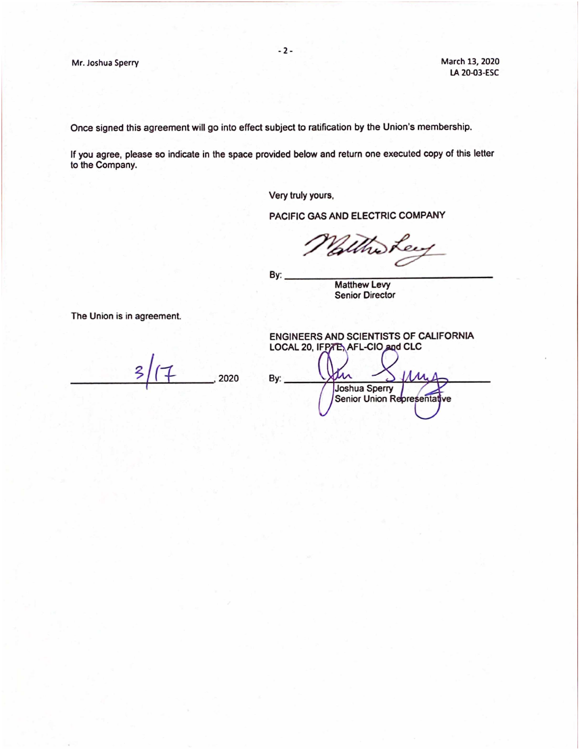Mr. Joshua Sperry

March 13, 2020
LA 20-03-ESC

Once signed this agreement will go into effect subject to ratification by the Union's membership.

If you agree, please so indicate in the space provided below and return one executed copy of this letter to the Company.

Very truly yours,

PACIFIC GAS AND ELECTRIC COMPANY

By: ______________________
Matthew Levy
Senior Director

The Union is in agreement.

ENGINEERS AND SCIENTISTS OF CALIFORNIA
LOCAL 20, IFPTE, AFL-CIO and CLC

3/17, 2020

By: ______________________
Joshua Sperry
Senior Union Representative